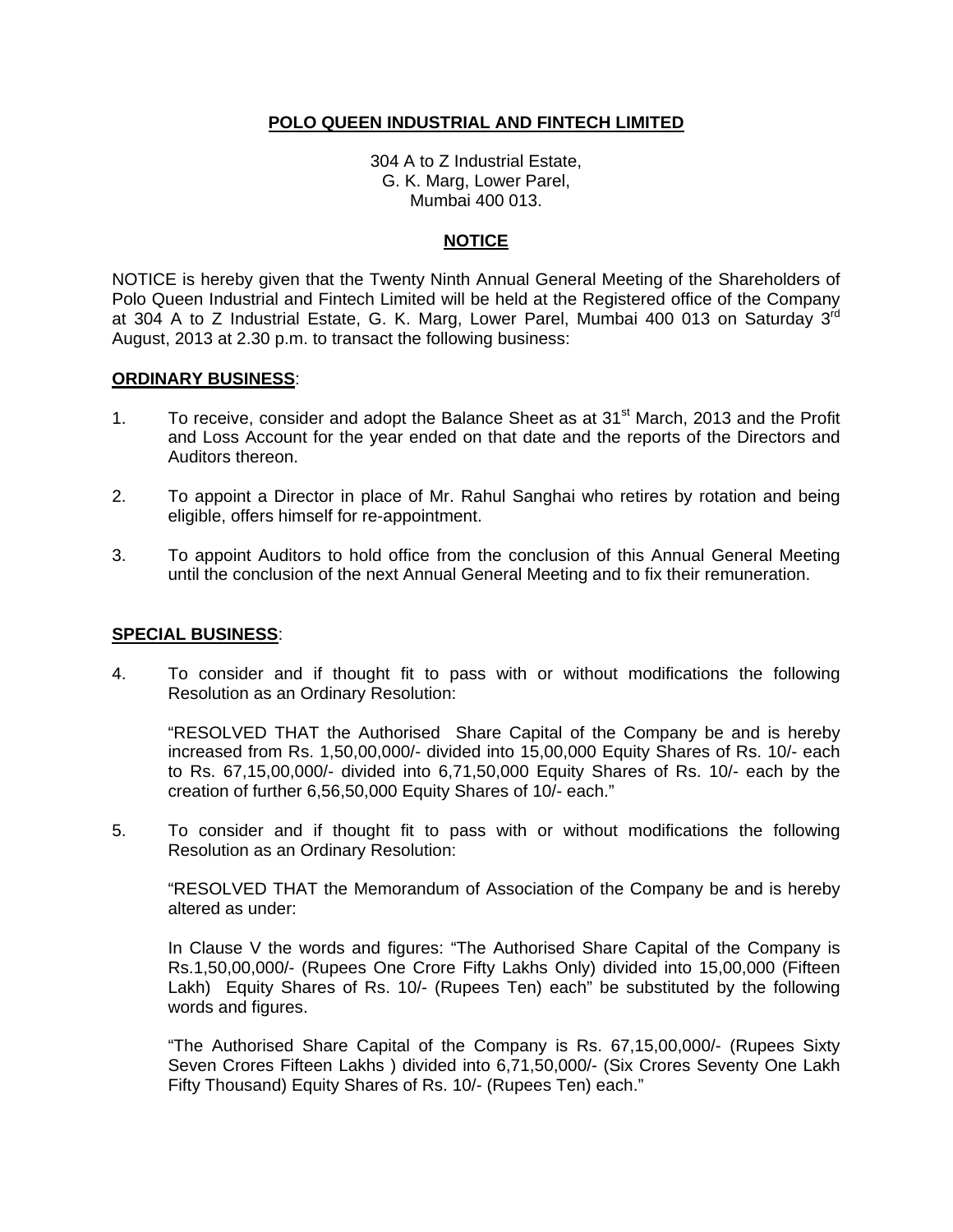# POLO QUEEN INDUSTRIAL AND FINTECH LIMITED

304 A to Z Industrial Estate,
G. K. Marg, Lower Parel,
Mumbai 400 013.

## NOTICE

NOTICE is hereby given that the Twenty Ninth Annual General Meeting of the Shareholders of Polo Queen Industrial and Fintech Limited will be held at the Registered office of the Company at 304 A to Z Industrial Estate, G. K. Marg, Lower Parel, Mumbai 400 013 on Saturday 3rd August, 2013 at 2.30 p.m. to transact the following business:

**ORDINARY BUSINESS**:

1. To receive, consider and adopt the Balance Sheet as at 31st March, 2013 and the Profit and Loss Account for the year ended on that date and the reports of the Directors and Auditors thereon.

2. To appoint a Director in place of Mr. Rahul Sanghai who retires by rotation and being eligible, offers himself for re-appointment.

3. To appoint Auditors to hold office from the conclusion of this Annual General Meeting until the conclusion of the next Annual General Meeting and to fix their remuneration.

**SPECIAL BUSINESS**:

4. To consider and if thought fit to pass with or without modifications the following Resolution as an Ordinary Resolution:

   "RESOLVED THAT the Authorised Share Capital of the Company be and is hereby increased from Rs. 1,50,00,000/- divided into 15,00,000 Equity Shares of Rs. 10/- each to Rs. 67,15,00,000/- divided into 6,71,50,000 Equity Shares of Rs. 10/- each by the creation of further 6,56,50,000 Equity Shares of 10/- each."

5. To consider and if thought fit to pass with or without modifications the following Resolution as an Ordinary Resolution:

   "RESOLVED THAT the Memorandum of Association of the Company be and is hereby altered as under:

   In Clause V the words and figures: "The Authorised Share Capital of the Company is Rs.1,50,00,000/- (Rupees One Crore Fifty Lakhs Only) divided into 15,00,000 (Fifteen Lakh) Equity Shares of Rs. 10/- (Rupees Ten) each" be substituted by the following words and figures.

   "The Authorised Share Capital of the Company is Rs. 67,15,00,000/- (Rupees Sixty Seven Crores Fifteen Lakhs ) divided into 6,71,50,000/- (Six Crores Seventy One Lakh Fifty Thousand) Equity Shares of Rs. 10/- (Rupees Ten) each."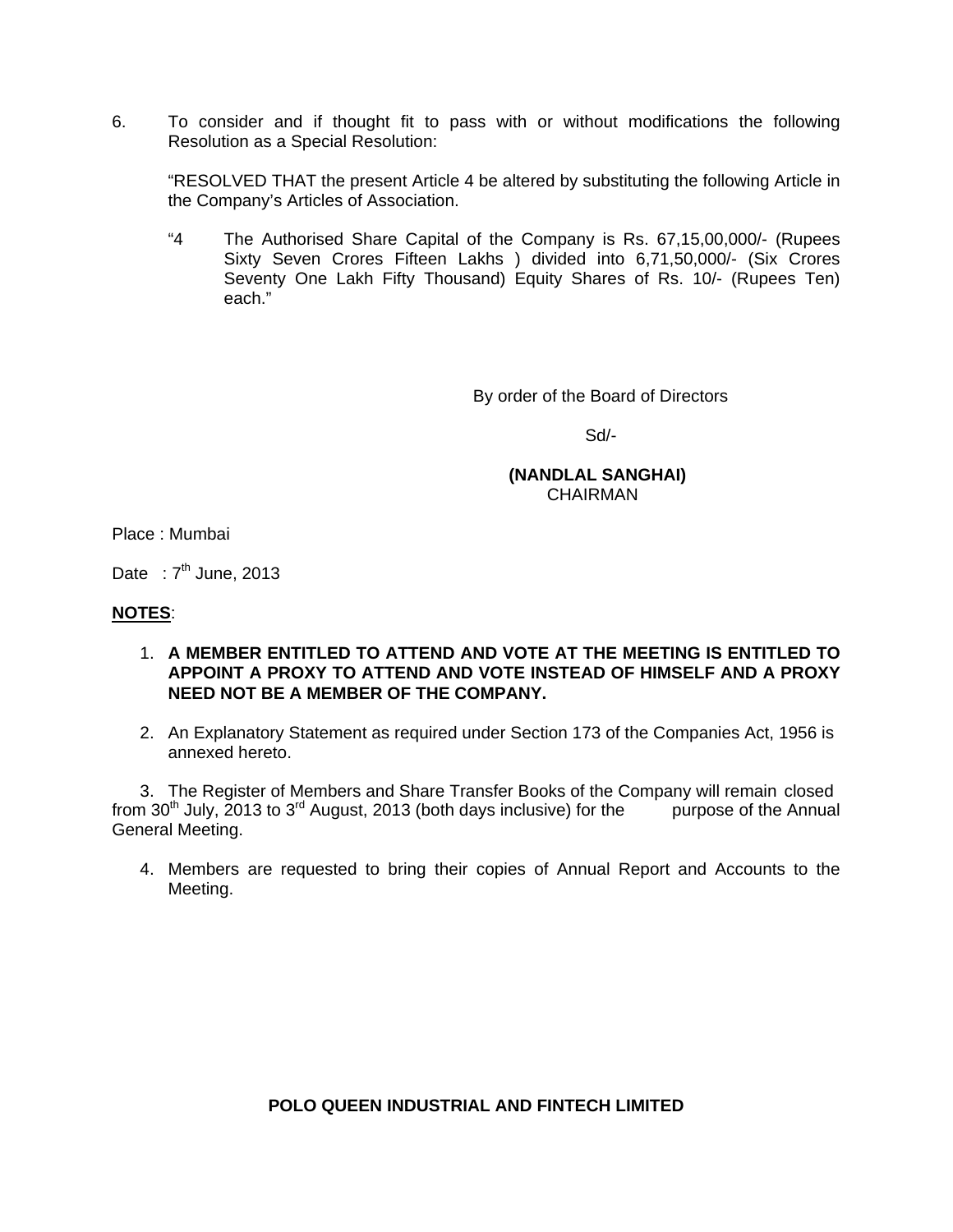6. To consider and if thought fit to pass with or without modifications the following Resolution as a Special Resolution:

   "RESOLVED THAT the present Article 4 be altered by substituting the following Article in the Company's Articles of Association.

   "4 The Authorised Share Capital of the Company is Rs. 67,15,00,000/- (Rupees Sixty Seven Crores Fifteen Lakhs ) divided into 6,71,50,000/- (Six Crores Seventy One Lakh Fifty Thousand) Equity Shares of Rs. 10/- (Rupees Ten) each."

By order of the Board of Directors

Sd/-

**(NANDLAL SANGHAI)**
CHAIRMAN

Place : Mumbai

Date : 7th June, 2013

**NOTES**:

1. **A MEMBER ENTITLED TO ATTEND AND VOTE AT THE MEETING IS ENTITLED TO APPOINT A PROXY TO ATTEND AND VOTE INSTEAD OF HIMSELF AND A PROXY NEED NOT BE A MEMBER OF THE COMPANY.**

2. An Explanatory Statement as required under Section 173 of the Companies Act, 1956 is annexed hereto.

3. The Register of Members and Share Transfer Books of the Company will remain closed from 30th July, 2013 to 3rd August, 2013 (both days inclusive) for the purpose of the Annual General Meeting.

4. Members are requested to bring their copies of Annual Report and Accounts to the Meeting.

**POLO QUEEN INDUSTRIAL AND FINTECH LIMITED**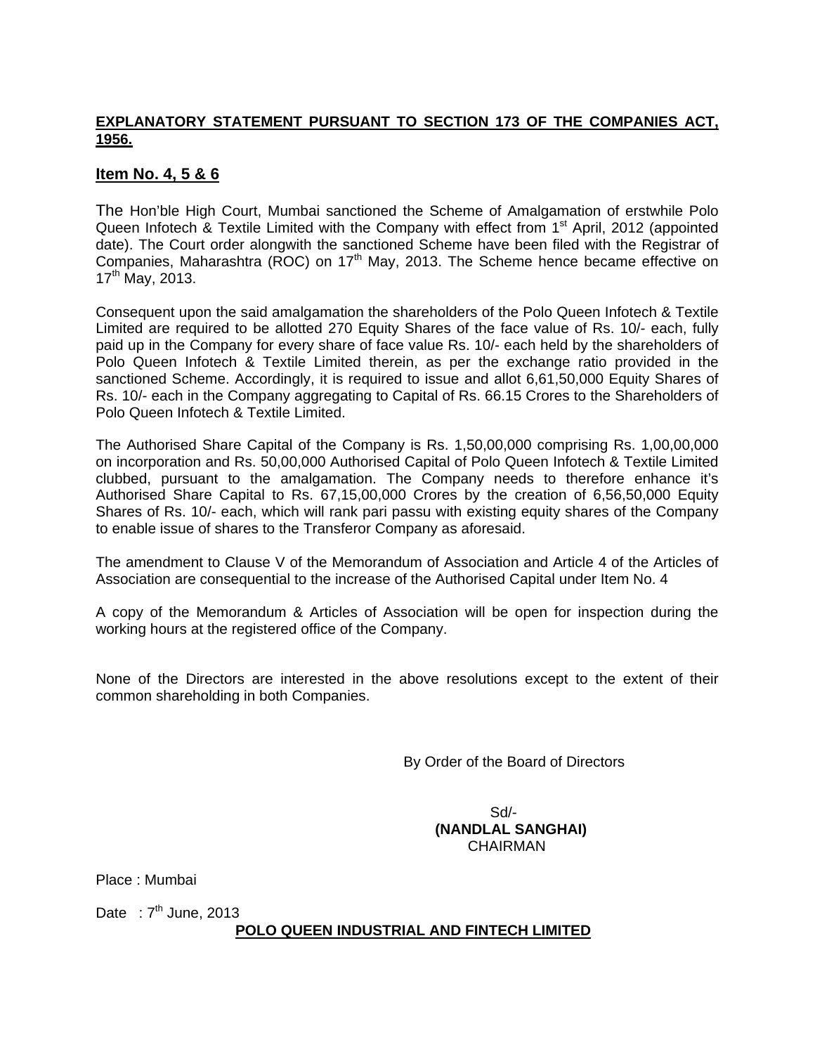## EXPLANATORY STATEMENT PURSUANT TO SECTION 173 OF THE COMPANIES ACT, 1956.

### Item No. 4, 5 & 6

The Hon'ble High Court, Mumbai sanctioned the Scheme of Amalgamation of erstwhile Polo Queen Infotech & Textile Limited with the Company with effect from 1st April, 2012 (appointed date). The Court order alongwith the sanctioned Scheme have been filed with the Registrar of Companies, Maharashtra (ROC) on 17th May, 2013. The Scheme hence became effective on 17th May, 2013.

Consequent upon the said amalgamation the shareholders of the Polo Queen Infotech & Textile Limited are required to be allotted 270 Equity Shares of the face value of Rs. 10/- each, fully paid up in the Company for every share of face value Rs. 10/- each held by the shareholders of Polo Queen Infotech & Textile Limited therein, as per the exchange ratio provided in the sanctioned Scheme. Accordingly, it is required to issue and allot 6,61,50,000 Equity Shares of Rs. 10/- each in the Company aggregating to Capital of Rs. 66.15 Crores to the Shareholders of Polo Queen Infotech & Textile Limited.

The Authorised Share Capital of the Company is Rs. 1,50,00,000 comprising Rs. 1,00,00,000 on incorporation and Rs. 50,00,000 Authorised Capital of Polo Queen Infotech & Textile Limited clubbed, pursuant to the amalgamation. The Company needs to therefore enhance it's Authorised Share Capital to Rs. 67,15,00,000 Crores by the creation of 6,56,50,000 Equity Shares of Rs. 10/- each, which will rank pari passu with existing equity shares of the Company to enable issue of shares to the Transferor Company as aforesaid.

The amendment to Clause V of the Memorandum of Association and Article 4 of the Articles of Association are consequential to the increase of the Authorised Capital under Item No. 4

A copy of the Memorandum & Articles of Association will be open for inspection during the working hours at the registered office of the Company.

None of the Directors are interested in the above resolutions except to the extent of their common shareholding in both Companies.

By Order of the Board of Directors

Sd/-
**(NANDLAL SANGHAI)**
CHAIRMAN

Place : Mumbai

Date : 7th June, 2013

**POLO QUEEN INDUSTRIAL AND FINTECH LIMITED**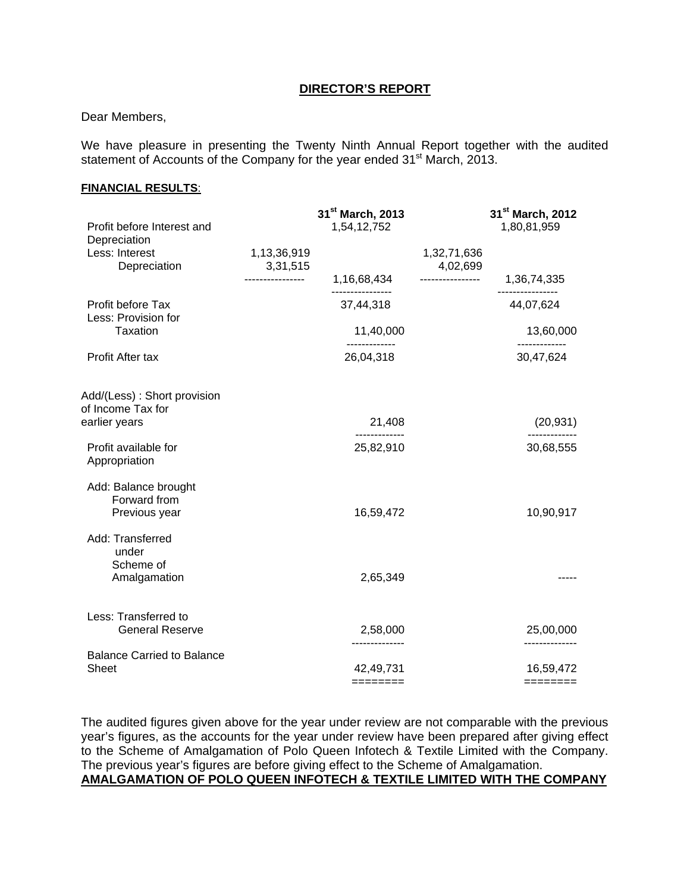## DIRECTOR'S REPORT

Dear Members,

We have pleasure in presenting the Twenty Ninth Annual Report together with the audited statement of Accounts of the Company for the year ended 31st March, 2013.

**FINANCIAL RESULTS**:

| | | 31st March, 2013 | | 31st March, 2012 |
|---|---|---|---|---|
| Profit before Interest and Depreciation | | 1,54,12,752 | | 1,80,81,959 |
| Less: Interest | 1,13,36,919 | | 1,32,71,636 | |
| Depreciation | 3,31,515 | 1,16,68,434 | 4,02,699 | 1,36,74,335 |
| Profit before Tax | | 37,44,318 | | 44,07,624 |
| Less: Provision for Taxation | | 11,40,000 | | 13,60,000 |
| Profit After tax | | 26,04,318 | | 30,47,624 |
| Add/(Less) : Short provision of Income Tax for earlier years | | 21,408 | | (20,931) |
| Profit available for Appropriation | | 25,82,910 | | 30,68,555 |
| Add: Balance brought Forward from Previous year | | 16,59,472 | | 10,90,917 |
| Add: Transferred under Scheme of Amalgamation | | 2,65,349 | | ----- |
| Less: Transferred to General Reserve | | 2,58,000 | | 25,00,000 |
| Balance Carried to Balance Sheet | | 42,49,731 | | 16,59,472 |

The audited figures given above for the year under review are not comparable with the previous year's figures, as the accounts for the year under review have been prepared after giving effect to the Scheme of Amalgamation of Polo Queen Infotech & Textile Limited with the Company. The previous year's figures are before giving effect to the Scheme of Amalgamation.

**AMALGAMATION OF POLO QUEEN INFOTECH & TEXTILE LIMITED WITH THE COMPANY**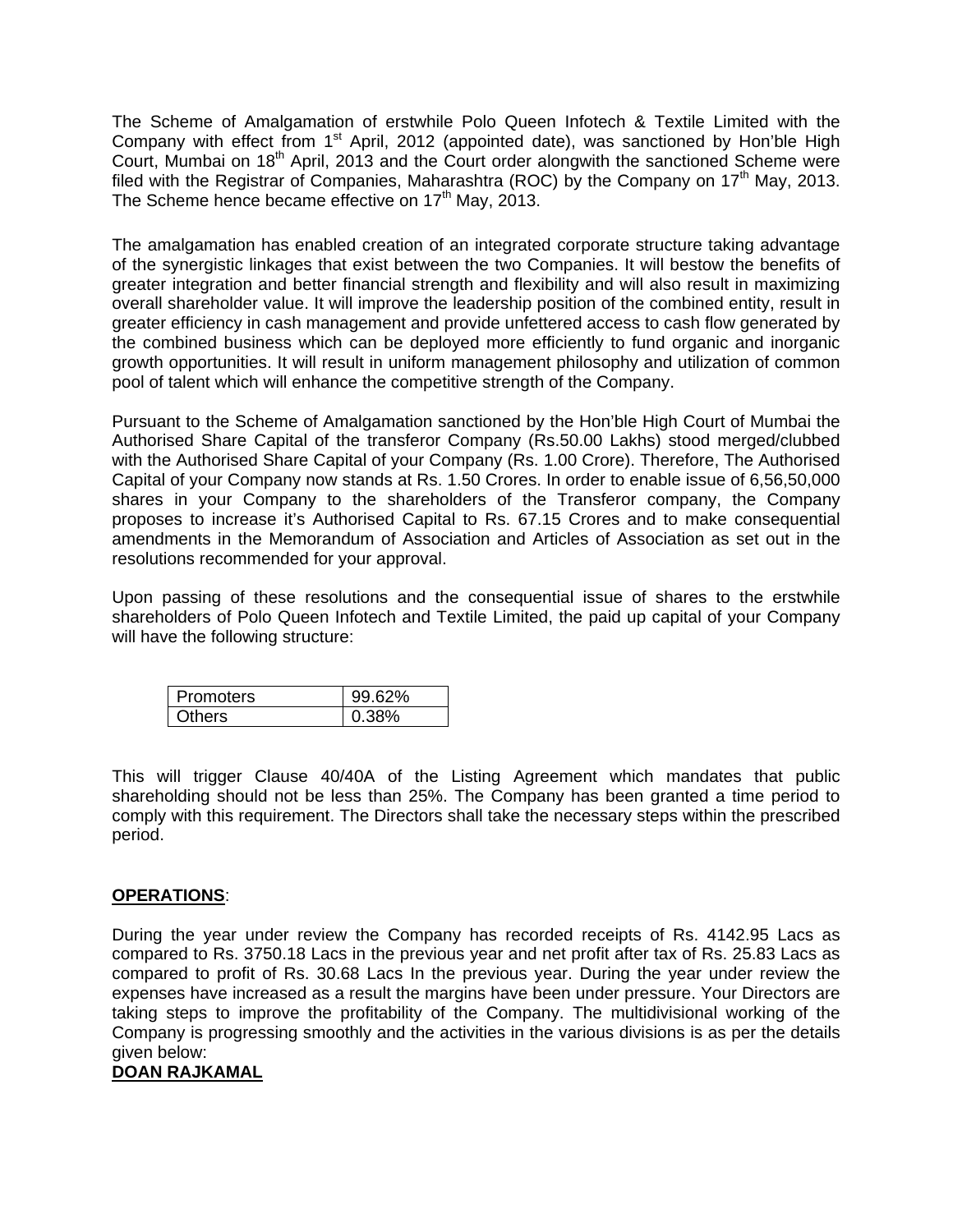The Scheme of Amalgamation of erstwhile Polo Queen Infotech & Textile Limited with the Company with effect from 1st April, 2012 (appointed date), was sanctioned by Hon'ble High Court, Mumbai on 18th April, 2013 and the Court order alongwith the sanctioned Scheme were filed with the Registrar of Companies, Maharashtra (ROC) by the Company on 17th May, 2013. The Scheme hence became effective on 17th May, 2013.

The amalgamation has enabled creation of an integrated corporate structure taking advantage of the synergistic linkages that exist between the two Companies. It will bestow the benefits of greater integration and better financial strength and flexibility and will also result in maximizing overall shareholder value. It will improve the leadership position of the combined entity, result in greater efficiency in cash management and provide unfettered access to cash flow generated by the combined business which can be deployed more efficiently to fund organic and inorganic growth opportunities. It will result in uniform management philosophy and utilization of common pool of talent which will enhance the competitive strength of the Company.

Pursuant to the Scheme of Amalgamation sanctioned by the Hon'ble High Court of Mumbai the Authorised Share Capital of the transferor Company (Rs.50.00 Lakhs) stood merged/clubbed with the Authorised Share Capital of your Company (Rs. 1.00 Crore). Therefore, The Authorised Capital of your Company now stands at Rs. 1.50 Crores. In order to enable issue of 6,56,50,000 shares in your Company to the shareholders of the Transferor company, the Company proposes to increase it's Authorised Capital to Rs. 67.15 Crores and to make consequential amendments in the Memorandum of Association and Articles of Association as set out in the resolutions recommended for your approval.

Upon passing of these resolutions and the consequential issue of shares to the erstwhile shareholders of Polo Queen Infotech and Textile Limited, the paid up capital of your Company will have the following structure:

| Promoters | 99.62% |
|---|---|
| Others | 0.38% |

This will trigger Clause 40/40A of the Listing Agreement which mandates that public shareholding should not be less than 25%. The Company has been granted a time period to comply with this requirement. The Directors shall take the necessary steps within the prescribed period.

**OPERATIONS**:

During the year under review the Company has recorded receipts of Rs. 4142.95 Lacs as compared to Rs. 3750.18 Lacs in the previous year and net profit after tax of Rs. 25.83 Lacs as compared to profit of Rs. 30.68 Lacs In the previous year. During the year under review the expenses have increased as a result the margins have been under pressure. Your Directors are taking steps to improve the profitability of the Company. The multidivisional working of the Company is progressing smoothly and the activities in the various divisions is as per the details given below:

**DOAN RAJKAMAL**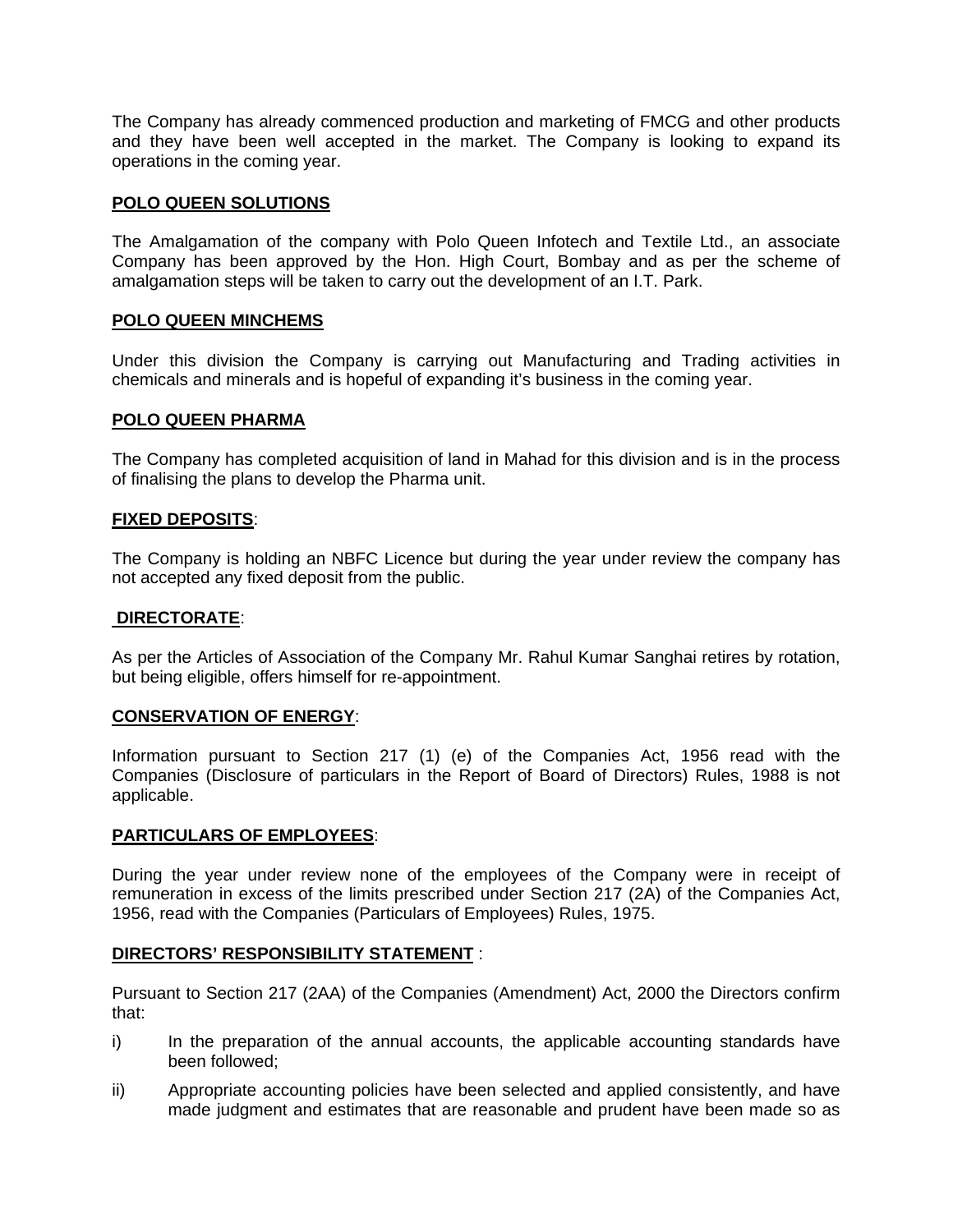The Company has already commenced production and marketing of FMCG and other products and they have been well accepted in the market. The Company is looking to expand its operations in the coming year.

**POLO QUEEN SOLUTIONS**

The Amalgamation of the company with Polo Queen Infotech and Textile Ltd., an associate Company has been approved by the Hon. High Court, Bombay and as per the scheme of amalgamation steps will be taken to carry out the development of an I.T. Park.

**POLO QUEEN MINCHEMS**

Under this division the Company is carrying out Manufacturing and Trading activities in chemicals and minerals and is hopeful of expanding it's business in the coming year.

**POLO QUEEN PHARMA**

The Company has completed acquisition of land in Mahad for this division and is in the process of finalising the plans to develop the Pharma unit.

**FIXED DEPOSITS**:

The Company is holding an NBFC Licence but during the year under review the company has not accepted any fixed deposit from the public.

**DIRECTORATE**:

As per the Articles of Association of the Company Mr. Rahul Kumar Sanghai retires by rotation, but being eligible, offers himself for re-appointment.

**CONSERVATION OF ENERGY**:

Information pursuant to Section 217 (1) (e) of the Companies Act, 1956 read with the Companies (Disclosure of particulars in the Report of Board of Directors) Rules, 1988 is not applicable.

**PARTICULARS OF EMPLOYEES**:

During the year under review none of the employees of the Company were in receipt of remuneration in excess of the limits prescribed under Section 217 (2A) of the Companies Act, 1956, read with the Companies (Particulars of Employees) Rules, 1975.

**DIRECTORS' RESPONSIBILITY STATEMENT** :

Pursuant to Section 217 (2AA) of the Companies (Amendment) Act, 2000 the Directors confirm that:

i) In the preparation of the annual accounts, the applicable accounting standards have been followed;

ii) Appropriate accounting policies have been selected and applied consistently, and have made judgment and estimates that are reasonable and prudent have been made so as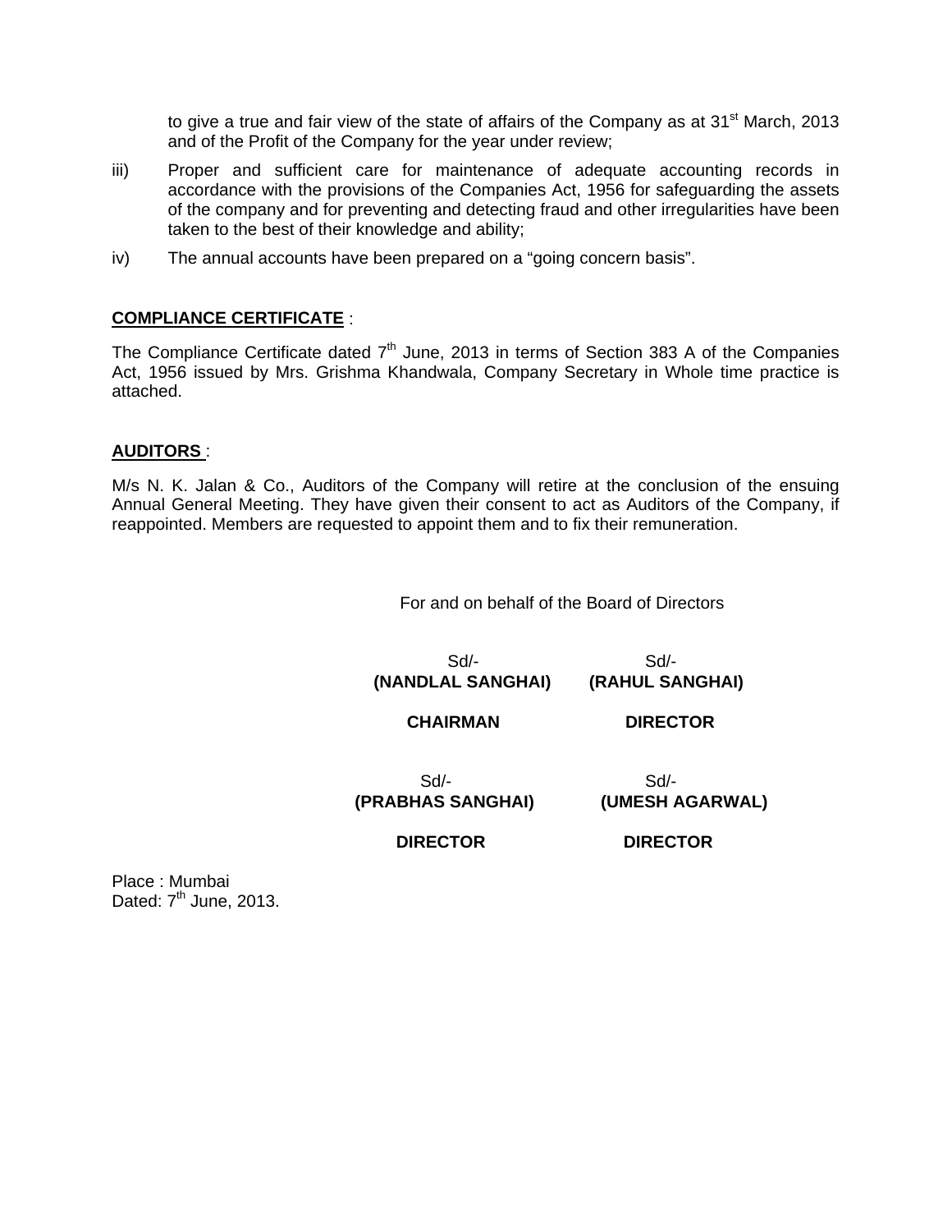to give a true and fair view of the state of affairs of the Company as at 31st March, 2013 and of the Profit of the Company for the year under review;

iii) Proper and sufficient care for maintenance of adequate accounting records in accordance with the provisions of the Companies Act, 1956 for safeguarding the assets of the company and for preventing and detecting fraud and other irregularities have been taken to the best of their knowledge and ability;

iv) The annual accounts have been prepared on a "going concern basis".

**COMPLIANCE CERTIFICATE** :

The Compliance Certificate dated 7th June, 2013 in terms of Section 383 A of the Companies Act, 1956 issued by Mrs. Grishma Khandwala, Company Secretary in Whole time practice is attached.

**AUDITORS** :

M/s N. K. Jalan & Co., Auditors of the Company will retire at the conclusion of the ensuing Annual General Meeting. They have given their consent to act as Auditors of the Company, if reappointed. Members are requested to appoint them and to fix their remuneration.

For and on behalf of the Board of Directors

| | |
|---|---|
| Sd/- | Sd/- |
| **(NANDLAL SANGHAI)** | **(RAHUL SANGHAI)** |
| **CHAIRMAN** | **DIRECTOR** |
| Sd/- | Sd/- |
| **(PRABHAS SANGHAI)** | **(UMESH AGARWAL)** |
| **DIRECTOR** | **DIRECTOR** |

Place : Mumbai
Dated: 7th June, 2013.